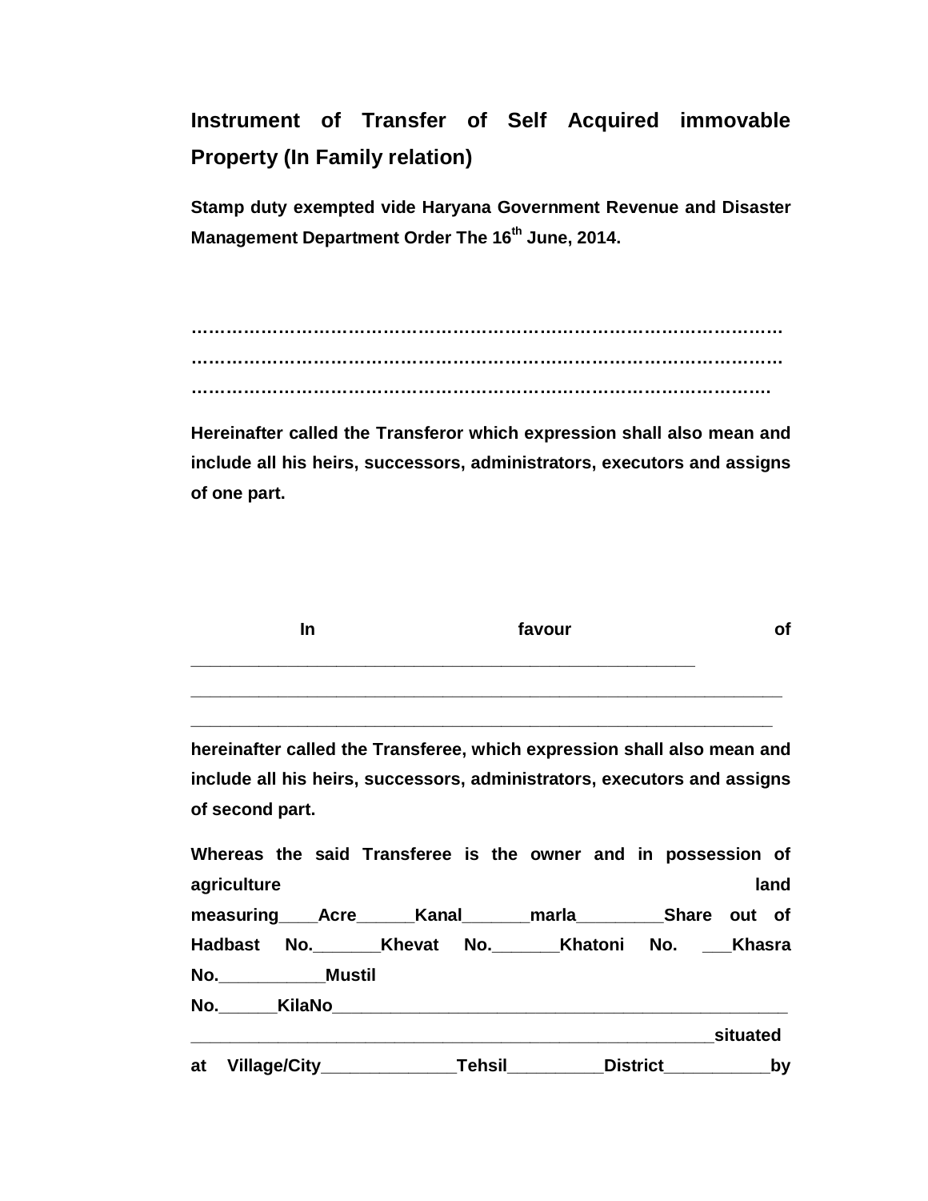# Instrument of Transfer of Self Acquired immovable Property (In Family relation)

**Stamp duty exempted vide Haryana Government Revenue and Disaster Management Department Order The 16th June, 2014.**

**………………………………………………………………………………………**
**………………………………………………………………………………………**
**………………………………………………………………………………………**

**Hereinafter called the Transferor which expression shall also mean and include all his heirs, successors, administrators, executors and assigns of one part.**

**In favour of ____________________________________________________**
**____________________________________________________________**
**____________________________________________________________**

**hereinafter called the Transferee, which expression shall also mean and include all his heirs, successors, administrators, executors and assigns of second part.**

**Whereas the said Transferee is the owner and in possession of agriculture land measuring____Acre______Kanal_______marla_________Share out of Hadbast No._______Khevat No._______Khatoni No. ___Khasra No.___________Mustil No.______KilaNo_______________________________________________ _____________________________________________________situated at Village/City______________Tehsil__________District___________by**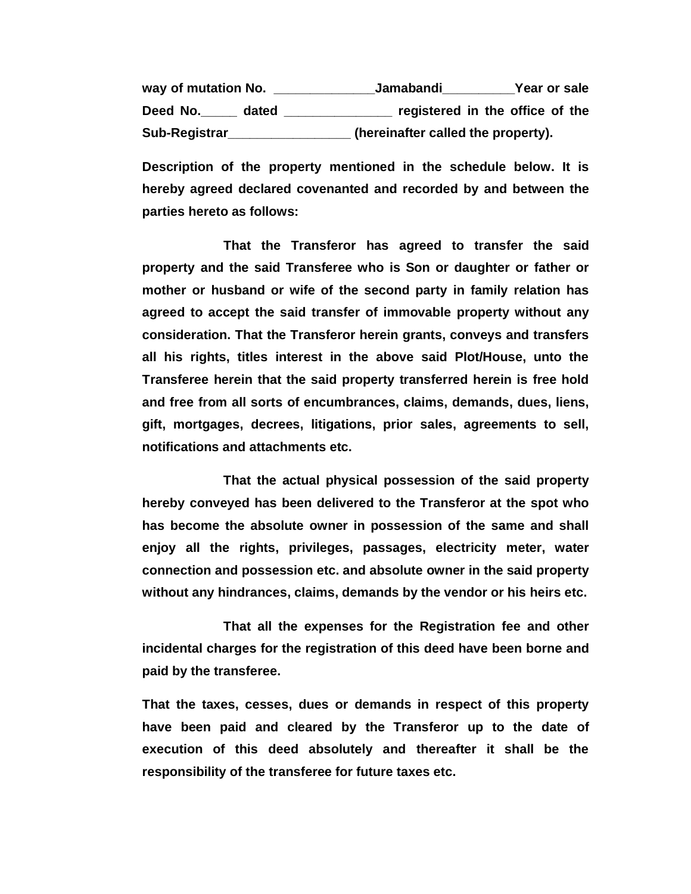**way of mutation No. ______________Jamabandi__________Year or sale Deed No._____ dated _______________ registered in the office of the Sub-Registrar_________________ (hereinafter called the property).**

**Description of the property mentioned in the schedule below. It is hereby agreed declared covenanted and recorded by and between the parties hereto as follows:**

**That the Transferor has agreed to transfer the said property and the said Transferee who is Son or daughter or father or mother or husband or wife of the second party in family relation has agreed to accept the said transfer of immovable property without any consideration. That the Transferor herein grants, conveys and transfers all his rights, titles interest in the above said Plot/House, unto the Transferee herein that the said property transferred herein is free hold and free from all sorts of encumbrances, claims, demands, dues, liens, gift, mortgages, decrees, litigations, prior sales, agreements to sell, notifications and attachments etc.**

**That the actual physical possession of the said property hereby conveyed has been delivered to the Transferor at the spot who has become the absolute owner in possession of the same and shall enjoy all the rights, privileges, passages, electricity meter, water connection and possession etc. and absolute owner in the said property without any hindrances, claims, demands by the vendor or his heirs etc.**

**That all the expenses for the Registration fee and other incidental charges for the registration of this deed have been borne and paid by the transferee.**

**That the taxes, cesses, dues or demands in respect of this property have been paid and cleared by the Transferor up to the date of execution of this deed absolutely and thereafter it shall be the responsibility of the transferee for future taxes etc.**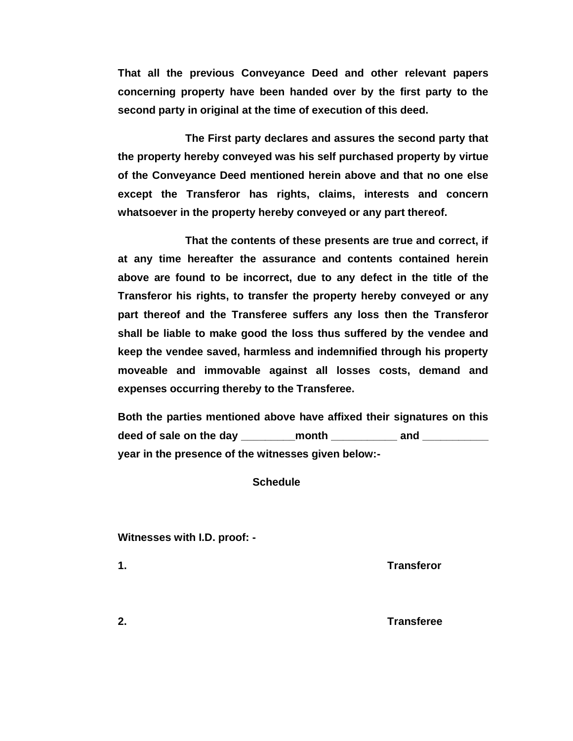**That all the previous Conveyance Deed and other relevant papers concerning property have been handed over by the first party to the second party in original at the time of execution of this deed.**

**The First party declares and assures the second party that the property hereby conveyed was his self purchased property by virtue of the Conveyance Deed mentioned herein above and that no one else except the Transferor has rights, claims, interests and concern whatsoever in the property hereby conveyed or any part thereof.**

**That the contents of these presents are true and correct, if at any time hereafter the assurance and contents contained herein above are found to be incorrect, due to any defect in the title of the Transferor his rights, to transfer the property hereby conveyed or any part thereof and the Transferee suffers any loss then the Transferor shall be liable to make good the loss thus suffered by the vendee and keep the vendee saved, harmless and indemnified through his property moveable and immovable against all losses costs, demand and expenses occurring thereby to the Transferee.**

**Both the parties mentioned above have affixed their signatures on this deed of sale on the day _________month ___________ and ___________ year in the presence of the witnesses given below:-**

**Schedule**

**Witnesses with I.D. proof: -**

**1.** **Transferor**

**2.** **Transferee**